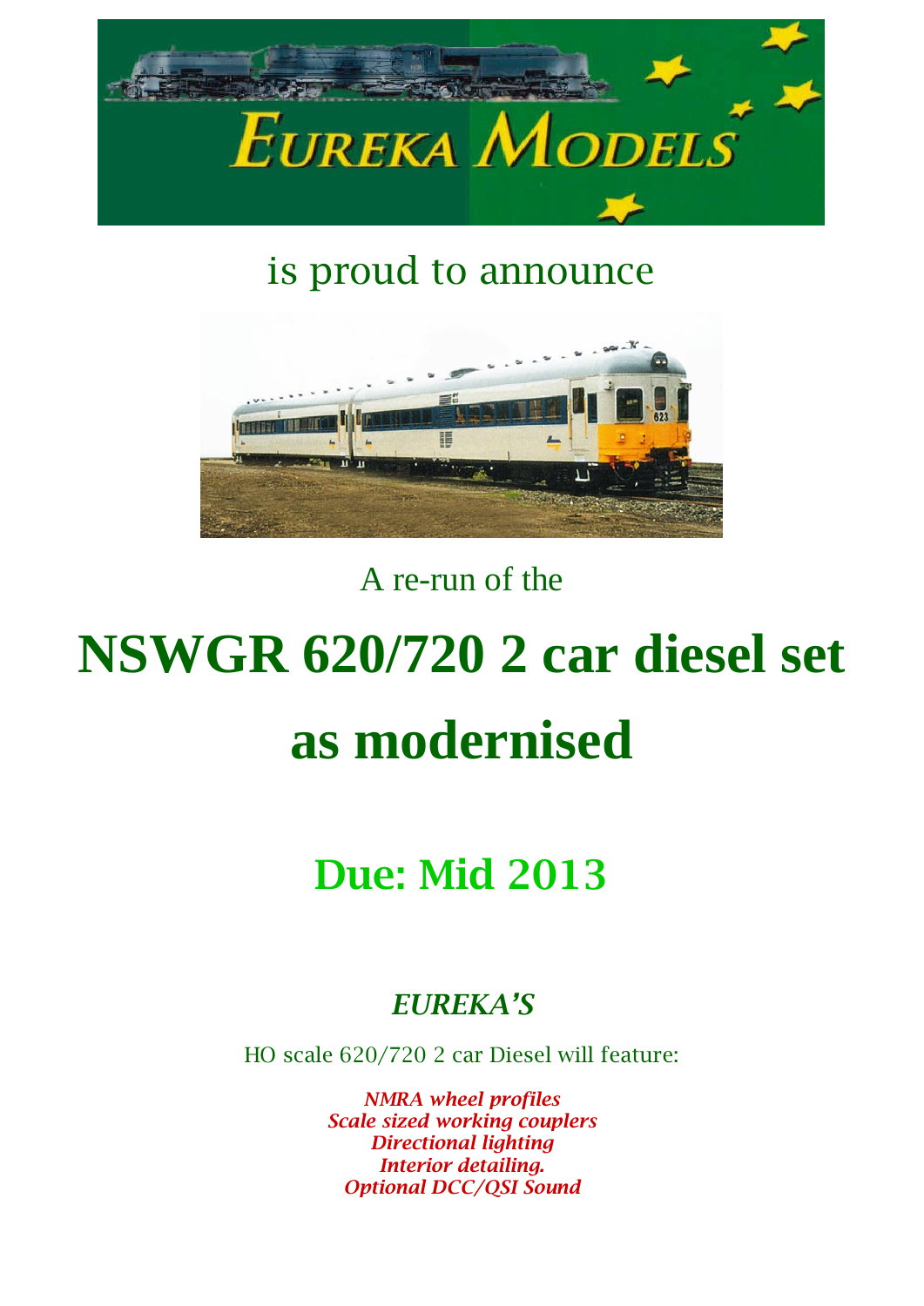EUREKA MODELS

is proud to announce

A re-run of the

# NSWGR 620/720 2 car diesel set as modernised

## Due: Mid 2013

### *EUREKA'S*

HO scale 620/720 2 car Diesel will feature:

*NMRA wheel profiles*
*Scale sized working couplers*
*Directional lighting*
*Interior detailing.*
*Optional DCC/QSI Sound*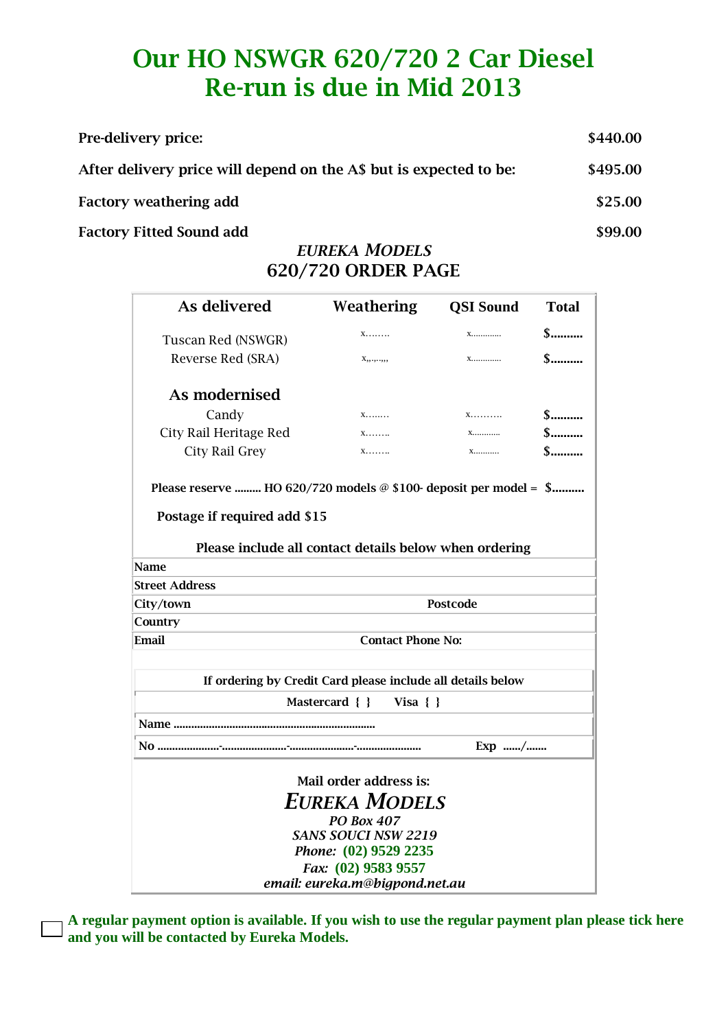# Our HO NSWGR 620/720 2 Car Diesel Re-run is due in Mid 2013

| | |
|---|---|
| **Pre-delivery price:** | **$440.00** |
| **After delivery price will depend on the A$ but is expected to be:** | **$495.00** |
| **Factory weathering add** | **$25.00** |
| **Factory Fitted Sound add** | **$99.00** |

## *EUREKA MODELS*
## 620/720 ORDER PAGE

| As delivered | Weathering | QSI Sound | Total |
|---|---|---|---|
| Tuscan Red (NSWGR) | x........ | x............ | **$..........** |
| Reverse Red (SRA) | x,,.,.,,, | x............ | **$..........** |
| **As modernised** | | | |
| Candy | x........ | x.......... | **$..........** |
| City Rail Heritage Red | x........ | x............ | **$..........** |
| City Rail Grey | x........ | x........... | **$..........** |

**Please reserve ......... HO 620/720 models @ $100- deposit per model = $..........**

**Postage if required add $15**

**Please include all contact details below when ordering**

| | |
|---|---|
| **Name** | |
| **Street Address** | |
| **City/town** | **Postcode** |
| **Country** | |
| **Email** | **Contact Phone No:** |

**If ordering by Credit Card please include all details below**

**Mastercard { }  Visa { }**

**Name ....................................................................**

**No .....................-......................-......................-...................... Exp ....../.......**

**Mail order address is:**

***EUREKA MODELS***
*PO Box 407*
*SANS SOUCI NSW 2219*
*Phone:* **(02) 9529 2235**
*Fax:* **(02) 9583 9557**
*email: eureka.m@bigpond.net.au*

☐ **A regular payment option is available. If you wish to use the regular payment plan please tick here and you will be contacted by Eureka Models.**